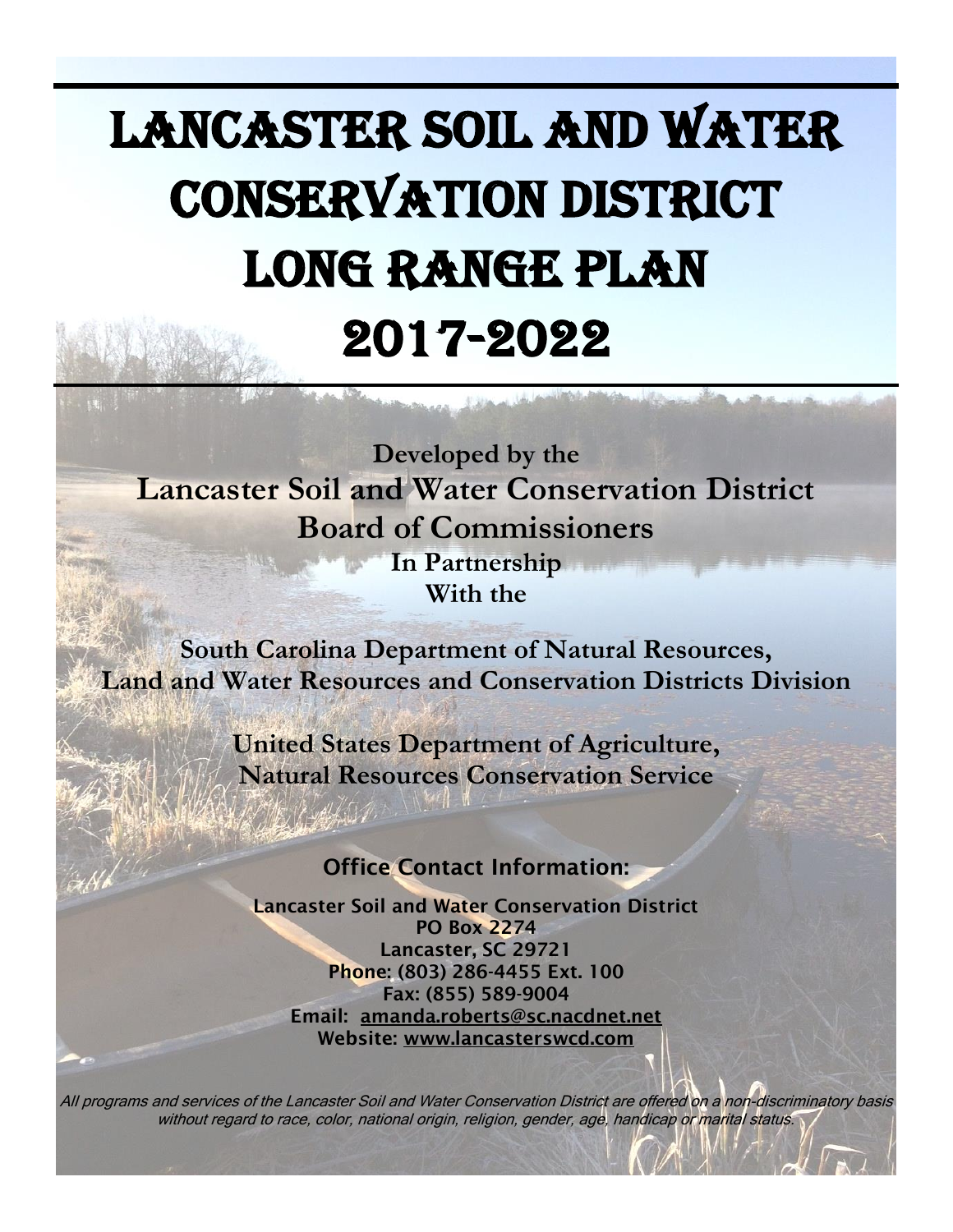# Lancaster Soil and Water Conservation District Long Range Plan 2017-2022

**Developed by the**

**Lancaster Soil and Water Conservation District Board of Commissioners**

**In Partnership With the**

**South Carolina Department of Natural Resources, Land and Water Resources and Conservation Districts Division**

**United States Department of Agriculture, Natural Resources Conservation Service**

**Office Contact Information:**

**Lancaster Soil and Water Conservation District**
**PO Box 2274**
**Lancaster, SC 29721**
**Phone: (803) 286-4455 Ext. 100**
**Fax: (855) 589-9004**
**Email: amanda.roberts@sc.nacdnet.net**
**Website: www.lancasterswcd.com**

*All programs and services of the Lancaster Soil and Water Conservation District are offered on a non-discriminatory basis without regard to race, color, national origin, religion, gender, age, handicap or marital status.*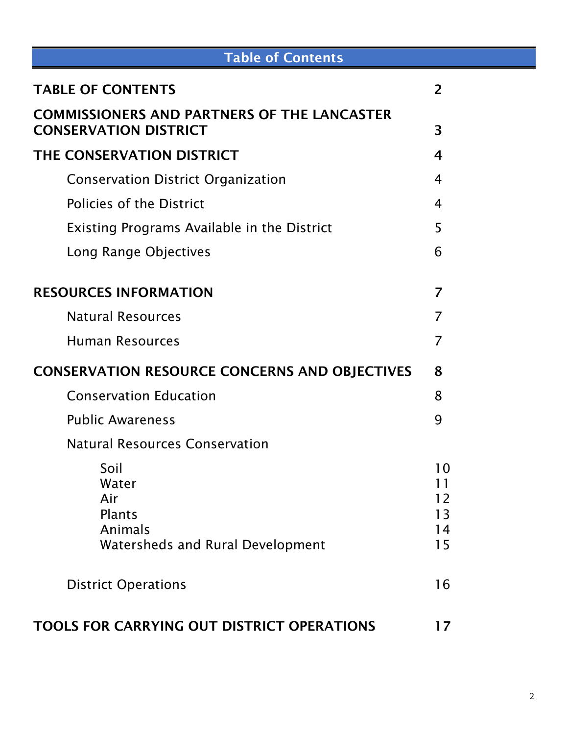# Table of Contents

| | |
|---|---|
| **TABLE OF CONTENTS** | **2** |
| **COMMISSIONERS AND PARTNERS OF THE LANCASTER CONSERVATION DISTRICT** | **3** |
| **THE CONSERVATION DISTRICT** | **4** |
| Conservation District Organization | 4 |
| Policies of the District | 4 |
| Existing Programs Available in the District | 5 |
| Long Range Objectives | 6 |
| **RESOURCES INFORMATION** | **7** |
| Natural Resources | 7 |
| Human Resources | 7 |
| **CONSERVATION RESOURCE CONCERNS AND OBJECTIVES** | **8** |
| Conservation Education | 8 |
| Public Awareness | 9 |
| Natural Resources Conservation | |
| Soil | 10 |
| Water | 11 |
| Air | 12 |
| Plants | 13 |
| Animals | 14 |
| Watersheds and Rural Development | 15 |
| District Operations | 16 |
| **TOOLS FOR CARRYING OUT DISTRICT OPERATIONS** | **17** |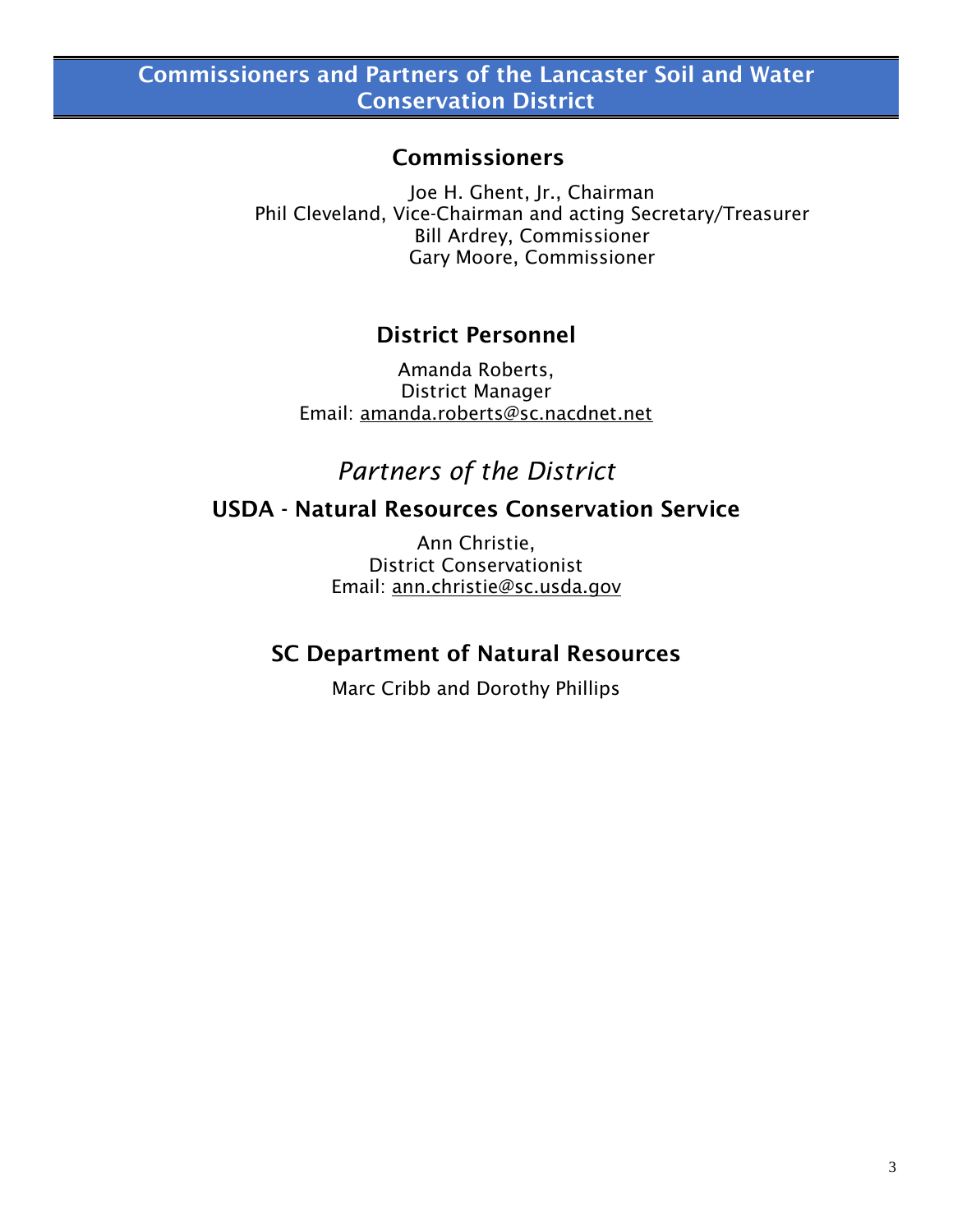# Commissioners and Partners of the Lancaster Soil and Water Conservation District

## Commissioners

Joe H. Ghent, Jr., Chairman
Phil Cleveland, Vice-Chairman and acting Secretary/Treasurer
Bill Ardrey, Commissioner
Gary Moore, Commissioner

## District Personnel

Amanda Roberts,
District Manager
Email: amanda.roberts@sc.nacdnet.net

## *Partners of the District*

### USDA - Natural Resources Conservation Service

Ann Christie,
District Conservationist
Email: ann.christie@sc.usda.gov

### SC Department of Natural Resources

Marc Cribb and Dorothy Phillips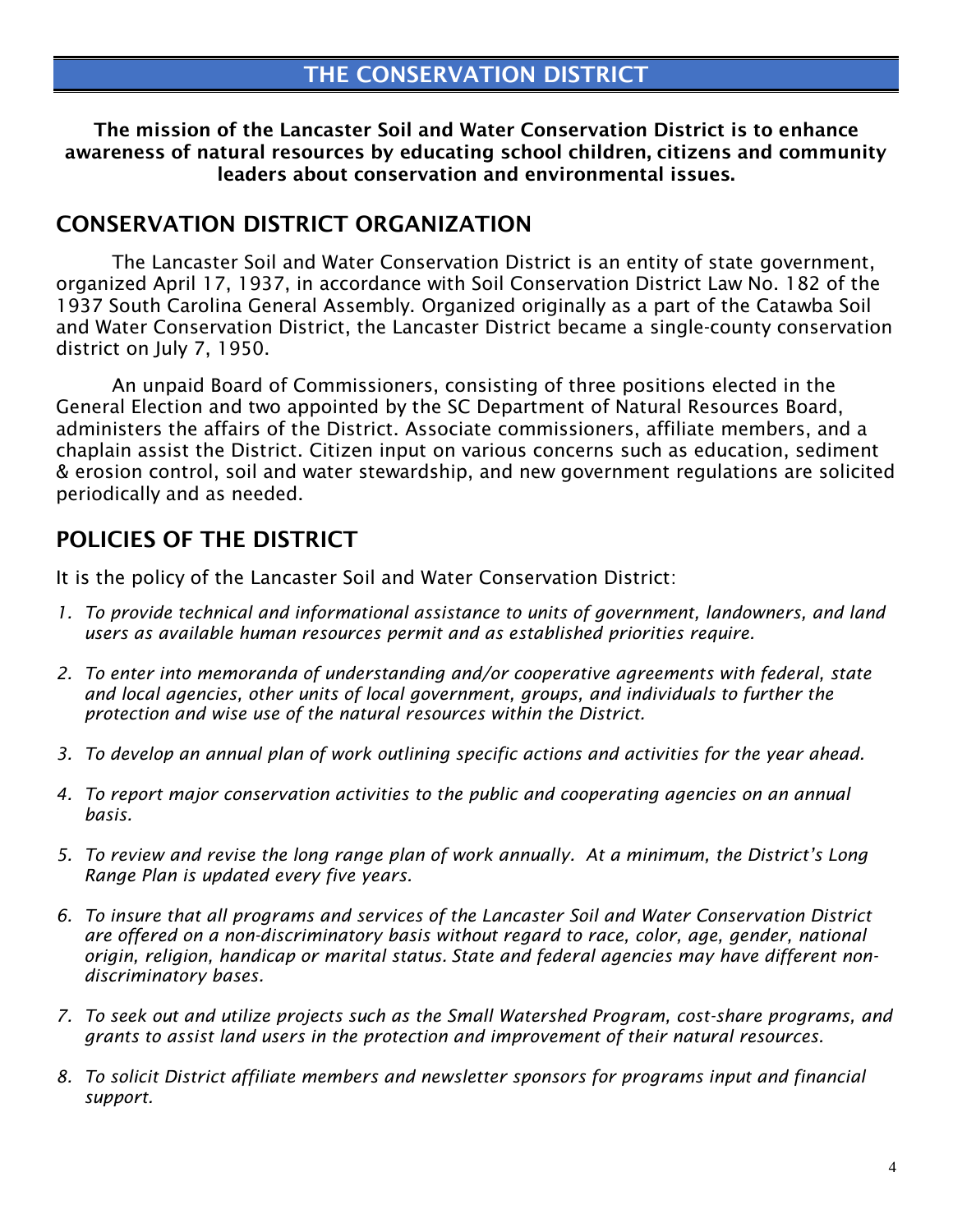# THE CONSERVATION DISTRICT

**The mission of the Lancaster Soil and Water Conservation District is to enhance awareness of natural resources by educating school children, citizens and community leaders about conservation and environmental issues.**

## CONSERVATION DISTRICT ORGANIZATION

The Lancaster Soil and Water Conservation District is an entity of state government, organized April 17, 1937, in accordance with Soil Conservation District Law No. 182 of the 1937 South Carolina General Assembly. Organized originally as a part of the Catawba Soil and Water Conservation District, the Lancaster District became a single-county conservation district on July 7, 1950.

An unpaid Board of Commissioners, consisting of three positions elected in the General Election and two appointed by the SC Department of Natural Resources Board, administers the affairs of the District. Associate commissioners, affiliate members, and a chaplain assist the District. Citizen input on various concerns such as education, sediment & erosion control, soil and water stewardship, and new government regulations are solicited periodically and as needed.

## POLICIES OF THE DISTRICT

It is the policy of the Lancaster Soil and Water Conservation District:

1. *To provide technical and informational assistance to units of government, landowners, and land users as available human resources permit and as established priorities require.*
2. *To enter into memoranda of understanding and/or cooperative agreements with federal, state and local agencies, other units of local government, groups, and individuals to further the protection and wise use of the natural resources within the District.*
3. *To develop an annual plan of work outlining specific actions and activities for the year ahead.*
4. *To report major conservation activities to the public and cooperating agencies on an annual basis.*
5. *To review and revise the long range plan of work annually. At a minimum, the District's Long Range Plan is updated every five years.*
6. *To insure that all programs and services of the Lancaster Soil and Water Conservation District are offered on a non-discriminatory basis without regard to race, color, age, gender, national origin, religion, handicap or marital status. State and federal agencies may have different non-discriminatory bases.*
7. *To seek out and utilize projects such as the Small Watershed Program, cost-share programs, and grants to assist land users in the protection and improvement of their natural resources.*
8. *To solicit District affiliate members and newsletter sponsors for programs input and financial support.*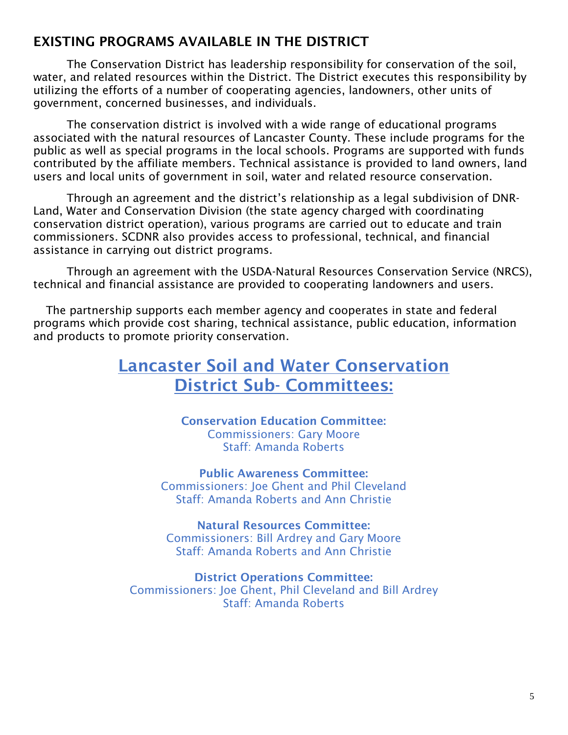## EXISTING PROGRAMS AVAILABLE IN THE DISTRICT

The Conservation District has leadership responsibility for conservation of the soil, water, and related resources within the District. The District executes this responsibility by utilizing the efforts of a number of cooperating agencies, landowners, other units of government, concerned businesses, and individuals.

The conservation district is involved with a wide range of educational programs associated with the natural resources of Lancaster County. These include programs for the public as well as special programs in the local schools. Programs are supported with funds contributed by the affiliate members. Technical assistance is provided to land owners, land users and local units of government in soil, water and related resource conservation.

Through an agreement and the district's relationship as a legal subdivision of DNR-Land, Water and Conservation Division (the state agency charged with coordinating conservation district operation), various programs are carried out to educate and train commissioners. SCDNR also provides access to professional, technical, and financial assistance in carrying out district programs.

Through an agreement with the USDA-Natural Resources Conservation Service (NRCS), technical and financial assistance are provided to cooperating landowners and users.

The partnership supports each member agency and cooperates in state and federal programs which provide cost sharing, technical assistance, public education, information and products to promote priority conservation.

## Lancaster Soil and Water Conservation District Sub- Committees:

**Conservation Education Committee:**
Commissioners: Gary Moore
Staff: Amanda Roberts

**Public Awareness Committee:**
Commissioners: Joe Ghent and Phil Cleveland
Staff: Amanda Roberts and Ann Christie

**Natural Resources Committee:**
Commissioners: Bill Ardrey and Gary Moore
Staff: Amanda Roberts and Ann Christie

**District Operations Committee:**
Commissioners: Joe Ghent, Phil Cleveland and Bill Ardrey
Staff: Amanda Roberts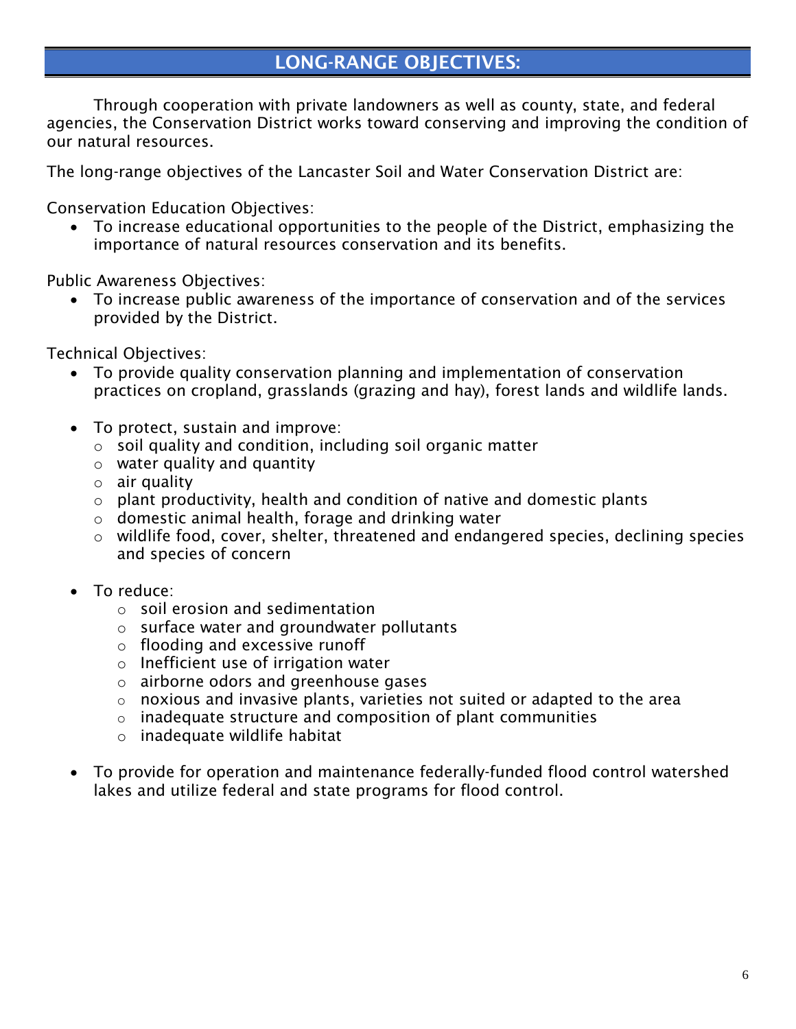## LONG-RANGE OBJECTIVES:

Through cooperation with private landowners as well as county, state, and federal agencies, the Conservation District works toward conserving and improving the condition of our natural resources.

The long-range objectives of the Lancaster Soil and Water Conservation District are:

Conservation Education Objectives:

- To increase educational opportunities to the people of the District, emphasizing the importance of natural resources conservation and its benefits.

Public Awareness Objectives:

- To increase public awareness of the importance of conservation and of the services provided by the District.

Technical Objectives:

- To provide quality conservation planning and implementation of conservation practices on cropland, grasslands (grazing and hay), forest lands and wildlife lands.

- To protect, sustain and improve:
  - soil quality and condition, including soil organic matter
  - water quality and quantity
  - air quality
  - plant productivity, health and condition of native and domestic plants
  - domestic animal health, forage and drinking water
  - wildlife food, cover, shelter, threatened and endangered species, declining species and species of concern

- To reduce:
  - soil erosion and sedimentation
  - surface water and groundwater pollutants
  - flooding and excessive runoff
  - Inefficient use of irrigation water
  - airborne odors and greenhouse gases
  - noxious and invasive plants, varieties not suited or adapted to the area
  - inadequate structure and composition of plant communities
  - inadequate wildlife habitat

- To provide for operation and maintenance federally-funded flood control watershed lakes and utilize federal and state programs for flood control.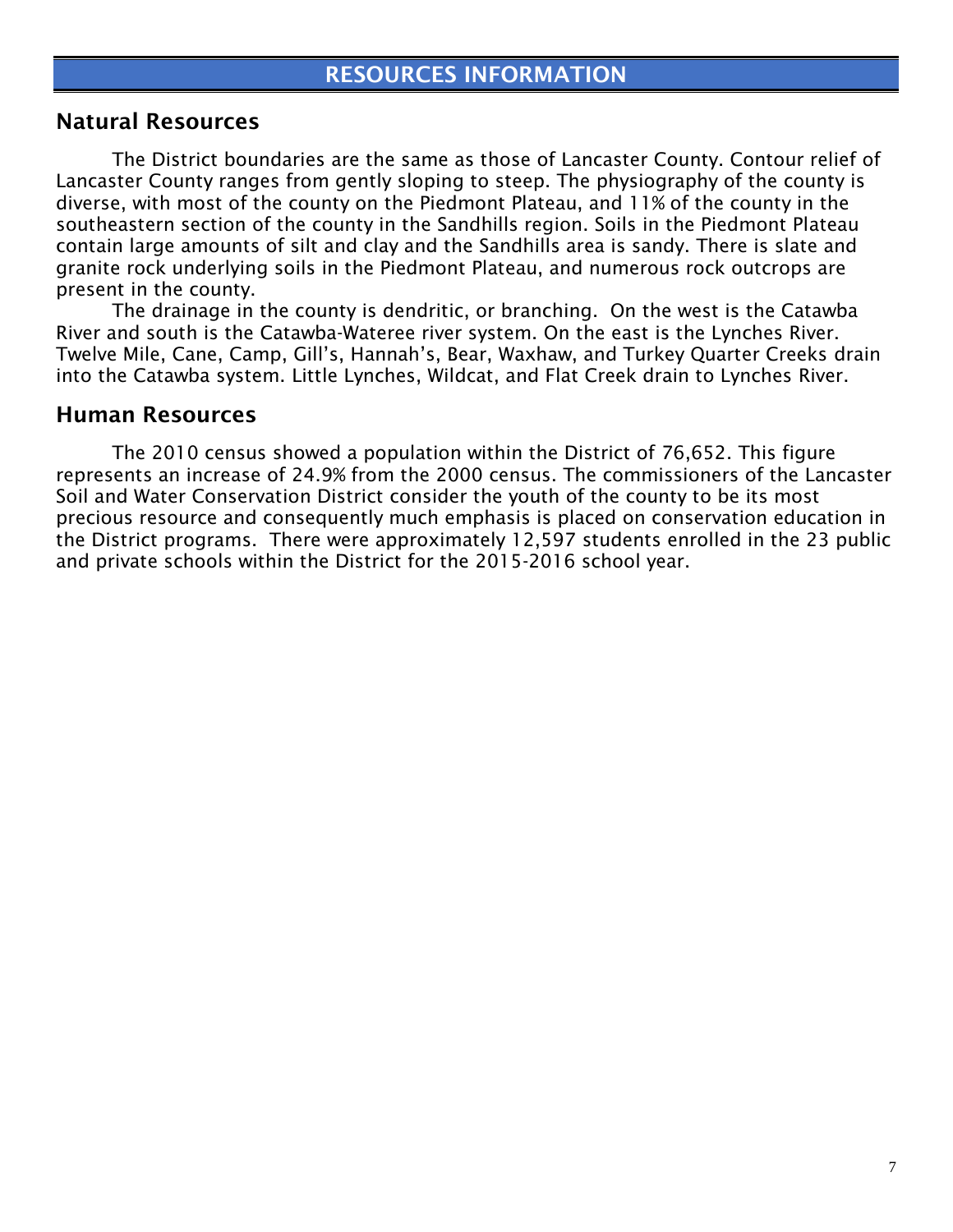# RESOURCES INFORMATION

## Natural Resources

The District boundaries are the same as those of Lancaster County. Contour relief of Lancaster County ranges from gently sloping to steep. The physiography of the county is diverse, with most of the county on the Piedmont Plateau, and 11% of the county in the southeastern section of the county in the Sandhills region. Soils in the Piedmont Plateau contain large amounts of silt and clay and the Sandhills area is sandy. There is slate and granite rock underlying soils in the Piedmont Plateau, and numerous rock outcrops are present in the county.

The drainage in the county is dendritic, or branching. On the west is the Catawba River and south is the Catawba-Wateree river system. On the east is the Lynches River. Twelve Mile, Cane, Camp, Gill's, Hannah's, Bear, Waxhaw, and Turkey Quarter Creeks drain into the Catawba system. Little Lynches, Wildcat, and Flat Creek drain to Lynches River.

## Human Resources

The 2010 census showed a population within the District of 76,652. This figure represents an increase of 24.9% from the 2000 census. The commissioners of the Lancaster Soil and Water Conservation District consider the youth of the county to be its most precious resource and consequently much emphasis is placed on conservation education in the District programs. There were approximately 12,597 students enrolled in the 23 public and private schools within the District for the 2015-2016 school year.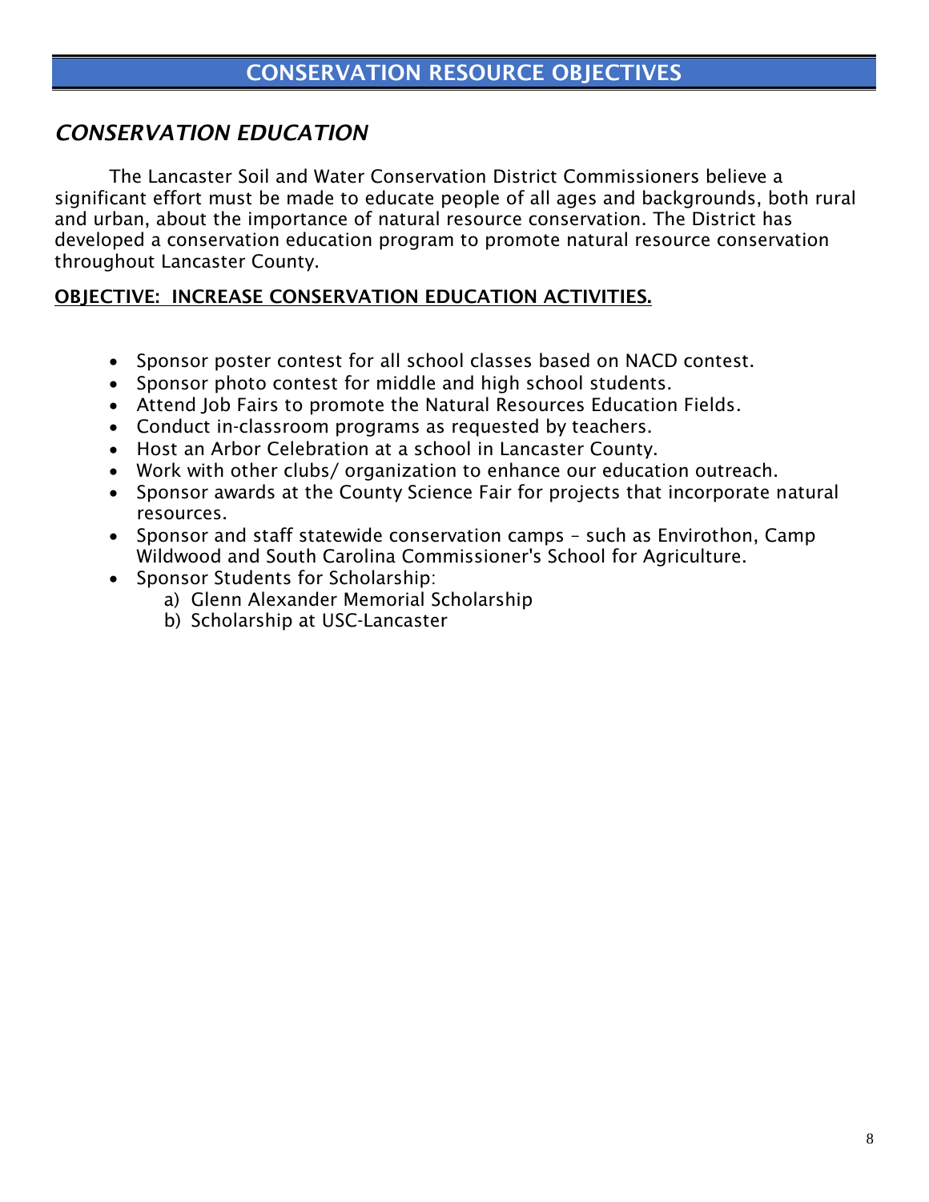# CONSERVATION RESOURCE OBJECTIVES

## *CONSERVATION EDUCATION*

The Lancaster Soil and Water Conservation District Commissioners believe a significant effort must be made to educate people of all ages and backgrounds, both rural and urban, about the importance of natural resource conservation. The District has developed a conservation education program to promote natural resource conservation throughout Lancaster County.

**OBJECTIVE: INCREASE CONSERVATION EDUCATION ACTIVITIES.**

- Sponsor poster contest for all school classes based on NACD contest.
- Sponsor photo contest for middle and high school students.
- Attend Job Fairs to promote the Natural Resources Education Fields.
- Conduct in-classroom programs as requested by teachers.
- Host an Arbor Celebration at a school in Lancaster County.
- Work with other clubs/ organization to enhance our education outreach.
- Sponsor awards at the County Science Fair for projects that incorporate natural resources.
- Sponsor and staff statewide conservation camps – such as Envirothon, Camp Wildwood and South Carolina Commissioner's School for Agriculture.
- Sponsor Students for Scholarship:
    a) Glenn Alexander Memorial Scholarship
    b) Scholarship at USC-Lancaster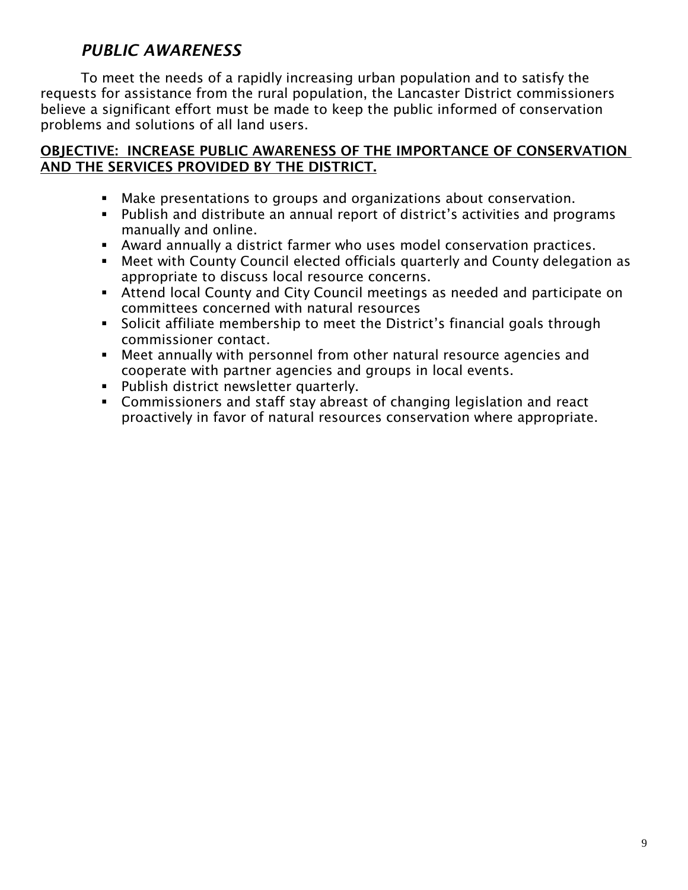## *PUBLIC AWARENESS*

To meet the needs of a rapidly increasing urban population and to satisfy the requests for assistance from the rural population, the Lancaster District commissioners believe a significant effort must be made to keep the public informed of conservation problems and solutions of all land users.

**OBJECTIVE: INCREASE PUBLIC AWARENESS OF THE IMPORTANCE OF CONSERVATION AND THE SERVICES PROVIDED BY THE DISTRICT.**

- Make presentations to groups and organizations about conservation.
- Publish and distribute an annual report of district's activities and programs manually and online.
- Award annually a district farmer who uses model conservation practices.
- Meet with County Council elected officials quarterly and County delegation as appropriate to discuss local resource concerns.
- Attend local County and City Council meetings as needed and participate on committees concerned with natural resources
- Solicit affiliate membership to meet the District's financial goals through commissioner contact.
- Meet annually with personnel from other natural resource agencies and cooperate with partner agencies and groups in local events.
- Publish district newsletter quarterly.
- Commissioners and staff stay abreast of changing legislation and react proactively in favor of natural resources conservation where appropriate.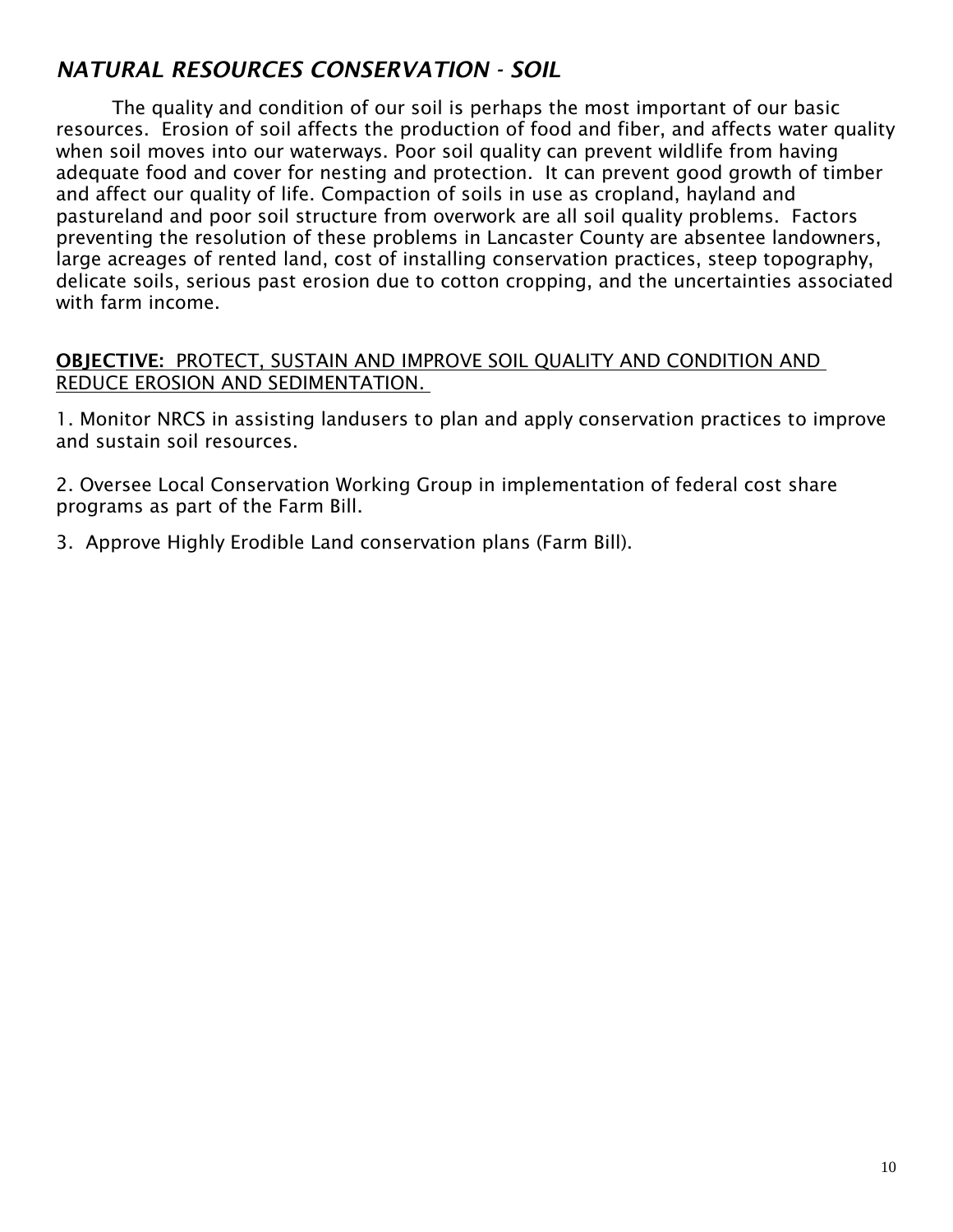## *NATURAL RESOURCES CONSERVATION - SOIL*

The quality and condition of our soil is perhaps the most important of our basic resources. Erosion of soil affects the production of food and fiber, and affects water quality when soil moves into our waterways. Poor soil quality can prevent wildlife from having adequate food and cover for nesting and protection. It can prevent good growth of timber and affect our quality of life. Compaction of soils in use as cropland, hayland and pastureland and poor soil structure from overwork are all soil quality problems. Factors preventing the resolution of these problems in Lancaster County are absentee landowners, large acreages of rented land, cost of installing conservation practices, steep topography, delicate soils, serious past erosion due to cotton cropping, and the uncertainties associated with farm income.

**OBJECTIVE:** PROTECT, SUSTAIN AND IMPROVE SOIL QUALITY AND CONDITION AND REDUCE EROSION AND SEDIMENTATION.

1. Monitor NRCS in assisting landusers to plan and apply conservation practices to improve and sustain soil resources.

2. Oversee Local Conservation Working Group in implementation of federal cost share programs as part of the Farm Bill.

3. Approve Highly Erodible Land conservation plans (Farm Bill).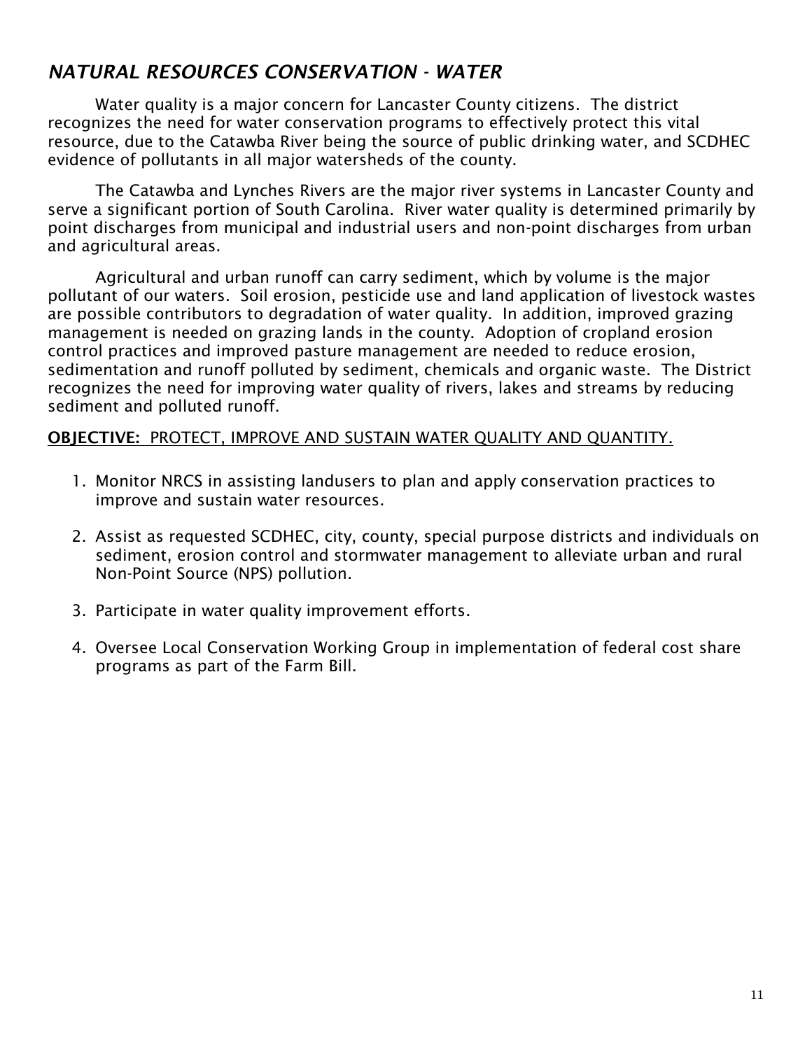## *NATURAL RESOURCES CONSERVATION - WATER*

Water quality is a major concern for Lancaster County citizens. The district recognizes the need for water conservation programs to effectively protect this vital resource, due to the Catawba River being the source of public drinking water, and SCDHEC evidence of pollutants in all major watersheds of the county.

The Catawba and Lynches Rivers are the major river systems in Lancaster County and serve a significant portion of South Carolina. River water quality is determined primarily by point discharges from municipal and industrial users and non-point discharges from urban and agricultural areas.

Agricultural and urban runoff can carry sediment, which by volume is the major pollutant of our waters. Soil erosion, pesticide use and land application of livestock wastes are possible contributors to degradation of water quality. In addition, improved grazing management is needed on grazing lands in the county. Adoption of cropland erosion control practices and improved pasture management are needed to reduce erosion, sedimentation and runoff polluted by sediment, chemicals and organic waste. The District recognizes the need for improving water quality of rivers, lakes and streams by reducing sediment and polluted runoff.

**OBJECTIVE:** PROTECT, IMPROVE AND SUSTAIN WATER QUALITY AND QUANTITY.

1. Monitor NRCS in assisting landusers to plan and apply conservation practices to improve and sustain water resources.
2. Assist as requested SCDHEC, city, county, special purpose districts and individuals on sediment, erosion control and stormwater management to alleviate urban and rural Non-Point Source (NPS) pollution.
3. Participate in water quality improvement efforts.
4. Oversee Local Conservation Working Group in implementation of federal cost share programs as part of the Farm Bill.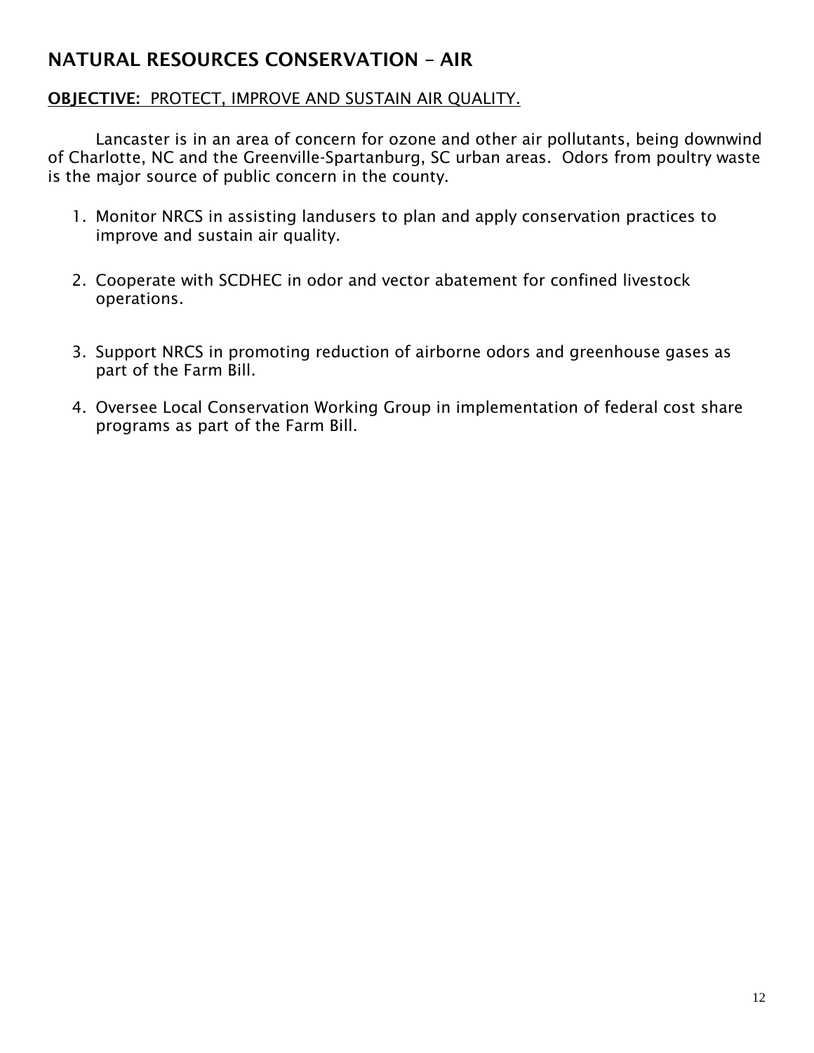## NATURAL RESOURCES CONSERVATION – AIR

**OBJECTIVE:** PROTECT, IMPROVE AND SUSTAIN AIR QUALITY.

Lancaster is in an area of concern for ozone and other air pollutants, being downwind of Charlotte, NC and the Greenville-Spartanburg, SC urban areas. Odors from poultry waste is the major source of public concern in the county.

1. Monitor NRCS in assisting landusers to plan and apply conservation practices to improve and sustain air quality.
2. Cooperate with SCDHEC in odor and vector abatement for confined livestock operations.
3. Support NRCS in promoting reduction of airborne odors and greenhouse gases as part of the Farm Bill.
4. Oversee Local Conservation Working Group in implementation of federal cost share programs as part of the Farm Bill.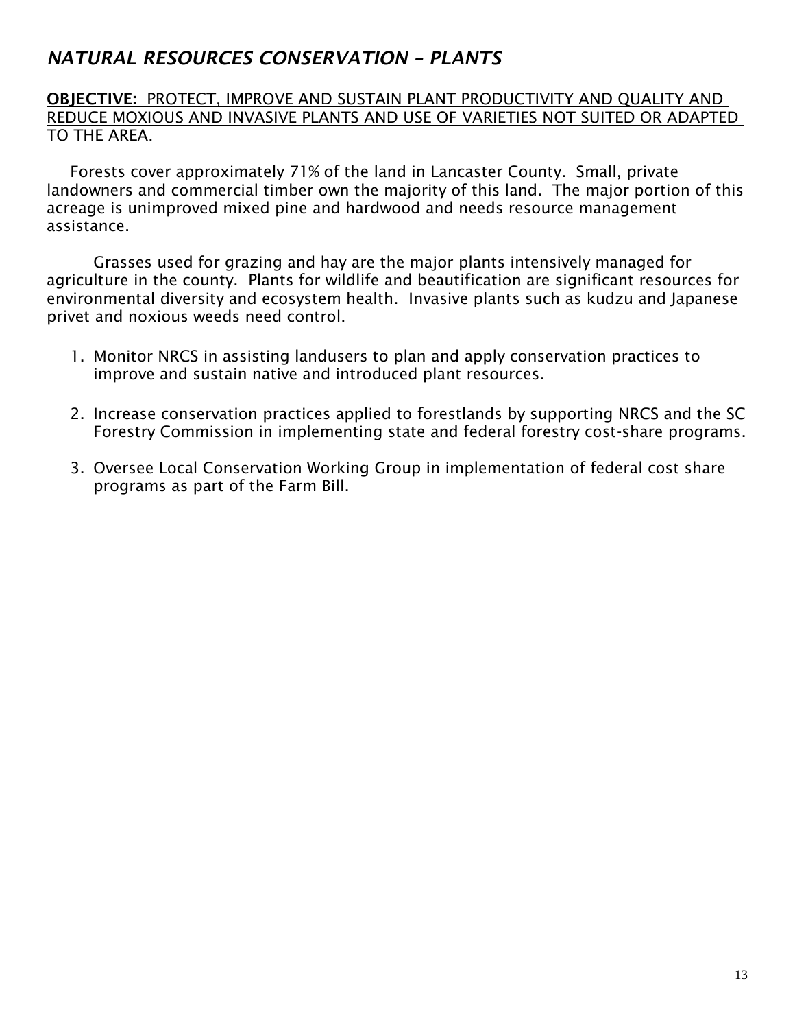## *NATURAL RESOURCES CONSERVATION – PLANTS*

**OBJECTIVE:** PROTECT, IMPROVE AND SUSTAIN PLANT PRODUCTIVITY AND QUALITY AND REDUCE MOXIOUS AND INVASIVE PLANTS AND USE OF VARIETIES NOT SUITED OR ADAPTED TO THE AREA.

Forests cover approximately 71% of the land in Lancaster County. Small, private landowners and commercial timber own the majority of this land. The major portion of this acreage is unimproved mixed pine and hardwood and needs resource management assistance.

Grasses used for grazing and hay are the major plants intensively managed for agriculture in the county. Plants for wildlife and beautification are significant resources for environmental diversity and ecosystem health. Invasive plants such as kudzu and Japanese privet and noxious weeds need control.

1. Monitor NRCS in assisting landusers to plan and apply conservation practices to improve and sustain native and introduced plant resources.

2. Increase conservation practices applied to forestlands by supporting NRCS and the SC Forestry Commission in implementing state and federal forestry cost-share programs.

3. Oversee Local Conservation Working Group in implementation of federal cost share programs as part of the Farm Bill.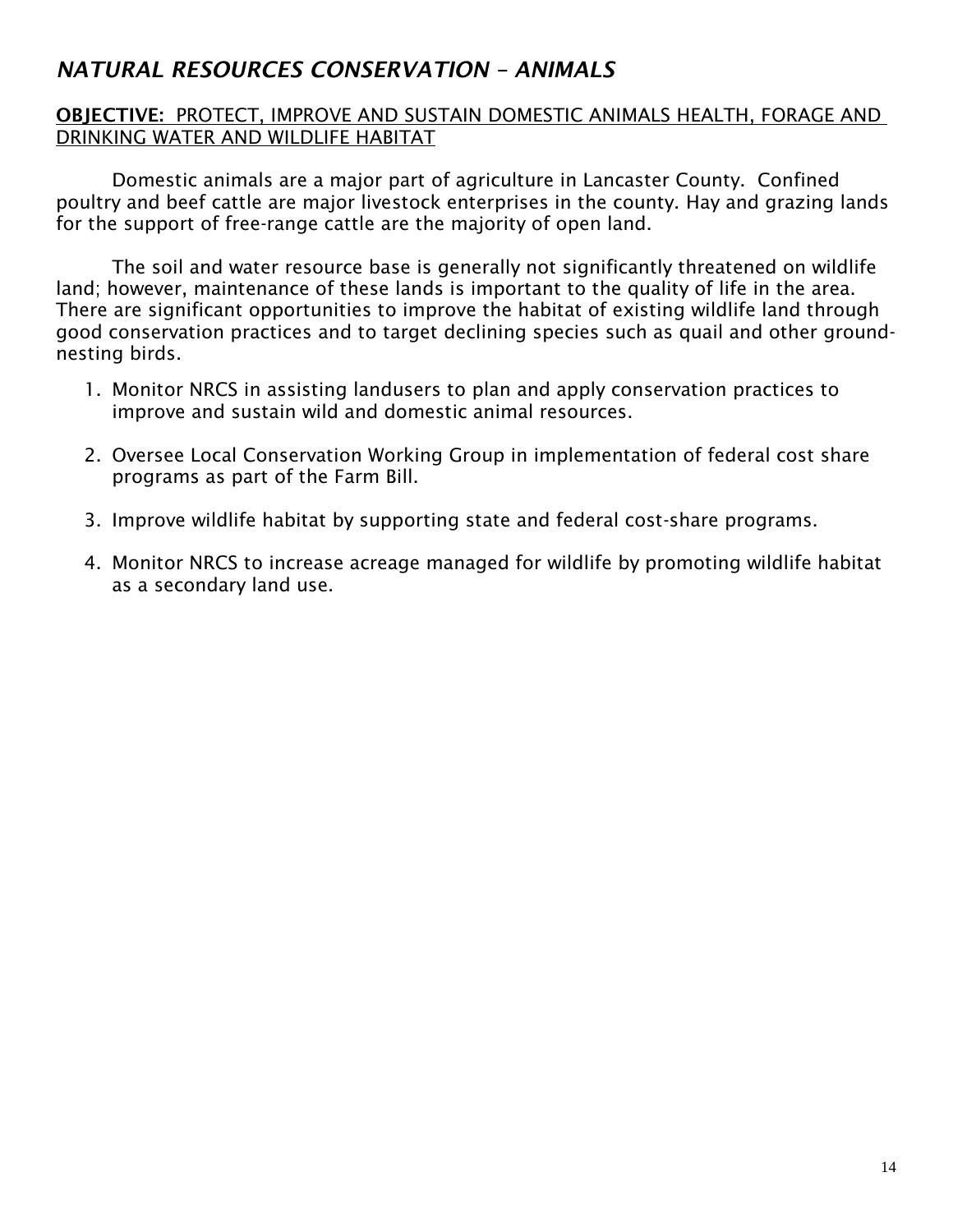## *NATURAL RESOURCES CONSERVATION – ANIMALS*

**OBJECTIVE:** PROTECT, IMPROVE AND SUSTAIN DOMESTIC ANIMALS HEALTH, FORAGE AND DRINKING WATER AND WILDLIFE HABITAT

Domestic animals are a major part of agriculture in Lancaster County. Confined poultry and beef cattle are major livestock enterprises in the county. Hay and grazing lands for the support of free-range cattle are the majority of open land.

The soil and water resource base is generally not significantly threatened on wildlife land; however, maintenance of these lands is important to the quality of life in the area. There are significant opportunities to improve the habitat of existing wildlife land through good conservation practices and to target declining species such as quail and other ground-nesting birds.

1. Monitor NRCS in assisting landusers to plan and apply conservation practices to improve and sustain wild and domestic animal resources.
2. Oversee Local Conservation Working Group in implementation of federal cost share programs as part of the Farm Bill.
3. Improve wildlife habitat by supporting state and federal cost-share programs.
4. Monitor NRCS to increase acreage managed for wildlife by promoting wildlife habitat as a secondary land use.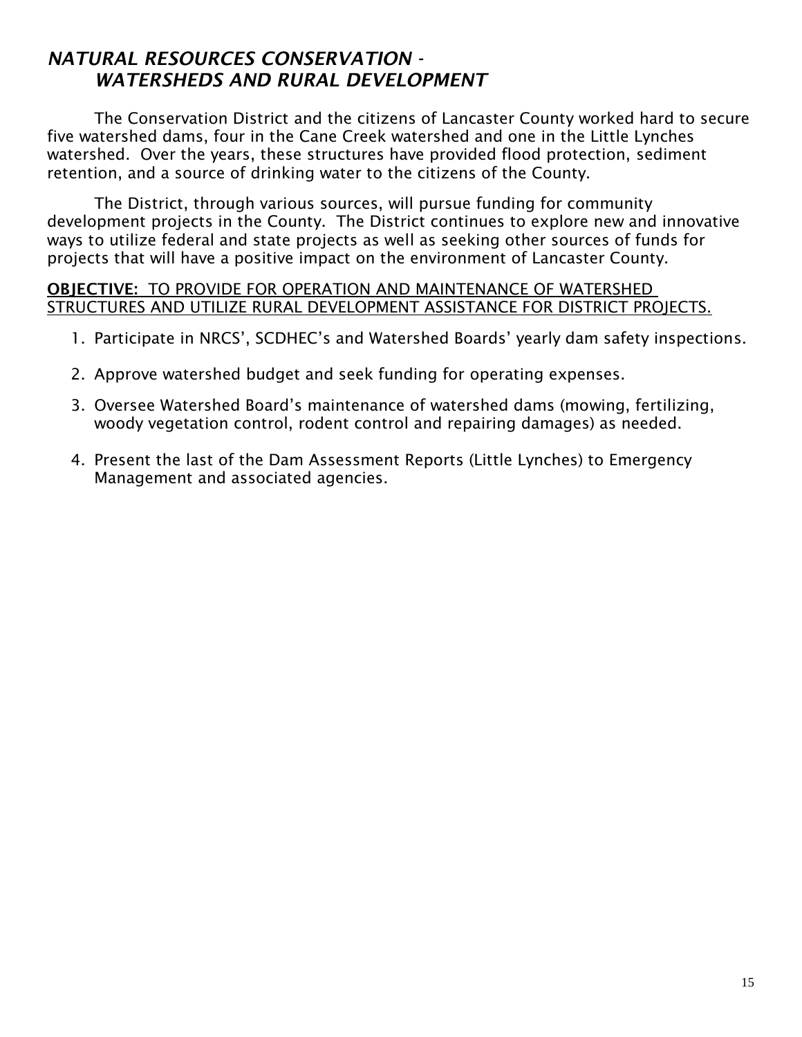## *NATURAL RESOURCES CONSERVATION - WATERSHEDS AND RURAL DEVELOPMENT*

The Conservation District and the citizens of Lancaster County worked hard to secure five watershed dams, four in the Cane Creek watershed and one in the Little Lynches watershed. Over the years, these structures have provided flood protection, sediment retention, and a source of drinking water to the citizens of the County.

The District, through various sources, will pursue funding for community development projects in the County. The District continues to explore new and innovative ways to utilize federal and state projects as well as seeking other sources of funds for projects that will have a positive impact on the environment of Lancaster County.

**OBJECTIVE:** TO PROVIDE FOR OPERATION AND MAINTENANCE OF WATERSHED STRUCTURES AND UTILIZE RURAL DEVELOPMENT ASSISTANCE FOR DISTRICT PROJECTS.

1. Participate in NRCS', SCDHEC's and Watershed Boards' yearly dam safety inspections.
2. Approve watershed budget and seek funding for operating expenses.
3. Oversee Watershed Board's maintenance of watershed dams (mowing, fertilizing, woody vegetation control, rodent control and repairing damages) as needed.
4. Present the last of the Dam Assessment Reports (Little Lynches) to Emergency Management and associated agencies.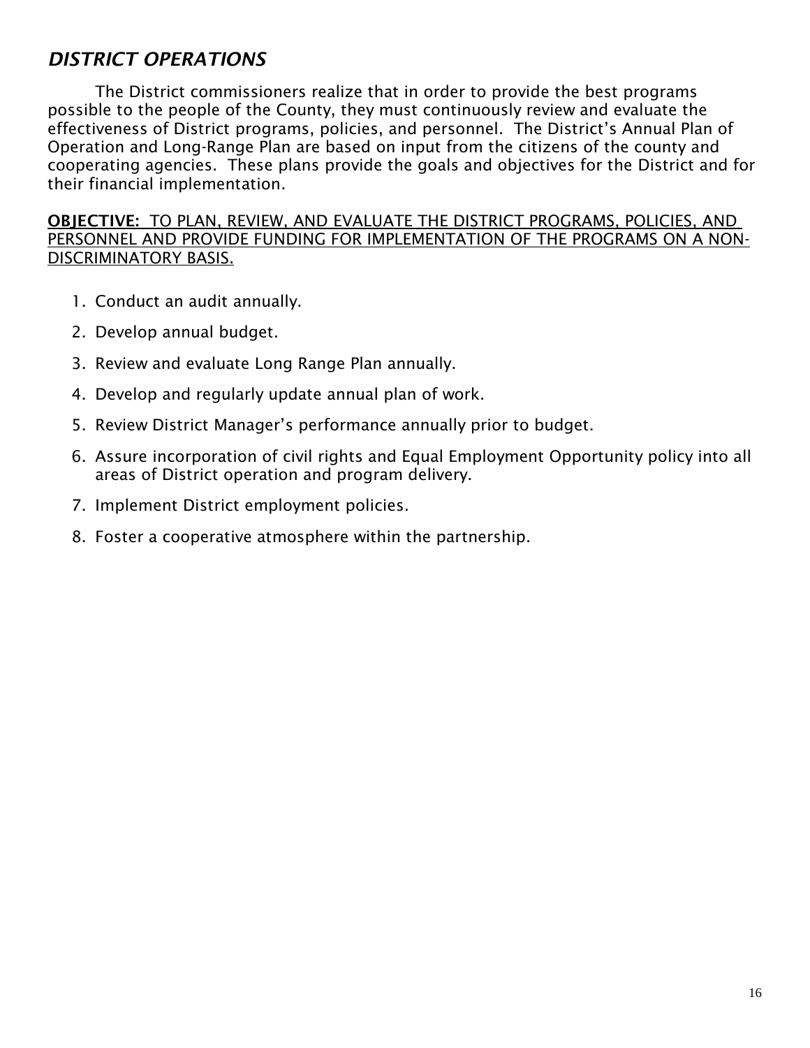## *DISTRICT OPERATIONS*

The District commissioners realize that in order to provide the best programs possible to the people of the County, they must continuously review and evaluate the effectiveness of District programs, policies, and personnel. The District's Annual Plan of Operation and Long-Range Plan are based on input from the citizens of the county and cooperating agencies. These plans provide the goals and objectives for the District and for their financial implementation.

**OBJECTIVE:** TO PLAN, REVIEW, AND EVALUATE THE DISTRICT PROGRAMS, POLICIES, AND PERSONNEL AND PROVIDE FUNDING FOR IMPLEMENTATION OF THE PROGRAMS ON A NON-DISCRIMINATORY BASIS.

1. Conduct an audit annually.
2. Develop annual budget.
3. Review and evaluate Long Range Plan annually.
4. Develop and regularly update annual plan of work.
5. Review District Manager's performance annually prior to budget.
6. Assure incorporation of civil rights and Equal Employment Opportunity policy into all areas of District operation and program delivery.
7. Implement District employment policies.
8. Foster a cooperative atmosphere within the partnership.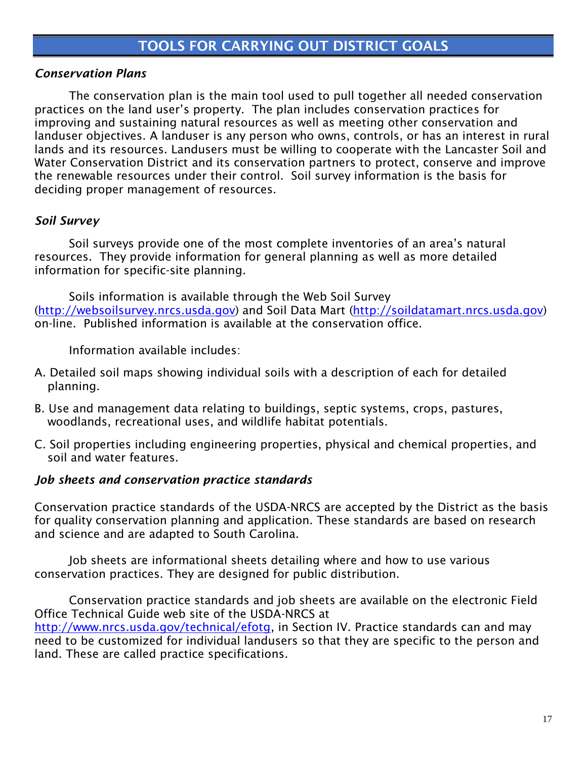## TOOLS FOR CARRYING OUT DISTRICT GOALS

### *Conservation Plans*

The conservation plan is the main tool used to pull together all needed conservation practices on the land user's property. The plan includes conservation practices for improving and sustaining natural resources as well as meeting other conservation and landuser objectives. A landuser is any person who owns, controls, or has an interest in rural lands and its resources. Landusers must be willing to cooperate with the Lancaster Soil and Water Conservation District and its conservation partners to protect, conserve and improve the renewable resources under their control. Soil survey information is the basis for deciding proper management of resources.

### *Soil Survey*

Soil surveys provide one of the most complete inventories of an area's natural resources. They provide information for general planning as well as more detailed information for specific-site planning.

Soils information is available through the Web Soil Survey (http://websoilsurvey.nrcs.usda.gov) and Soil Data Mart (http://soildatamart.nrcs.usda.gov) on-line. Published information is available at the conservation office.

Information available includes:

A. Detailed soil maps showing individual soils with a description of each for detailed planning.

B. Use and management data relating to buildings, septic systems, crops, pastures, woodlands, recreational uses, and wildlife habitat potentials.

C. Soil properties including engineering properties, physical and chemical properties, and soil and water features.

### *Job sheets and conservation practice standards*

Conservation practice standards of the USDA-NRCS are accepted by the District as the basis for quality conservation planning and application. These standards are based on research and science and are adapted to South Carolina.

Job sheets are informational sheets detailing where and how to use various conservation practices. They are designed for public distribution.

Conservation practice standards and job sheets are available on the electronic Field Office Technical Guide web site of the USDA-NRCS at http://www.nrcs.usda.gov/technical/efotg, in Section IV. Practice standards can and may need to be customized for individual landusers so that they are specific to the person and land. These are called practice specifications.